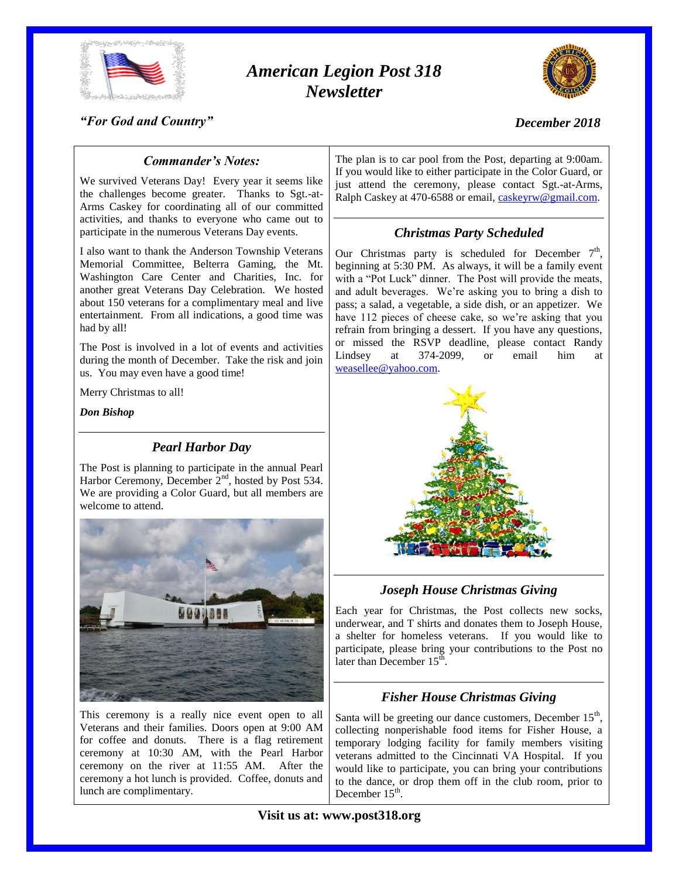# *American Legion Post 318 Newsletter*

*"For God and Country"*

*December 2018*

## *Commander's Notes:*

We survived Veterans Day! Every year it seems like the challenges become greater. Thanks to Sgt.-at-Arms Caskey for coordinating all of our committed activities, and thanks to everyone who came out to participate in the numerous Veterans Day events.

I also want to thank the Anderson Township Veterans Memorial Committee, Belterra Gaming, the Mt. Washington Care Center and Charities, Inc. for another great Veterans Day Celebration. We hosted about 150 veterans for a complimentary meal and live entertainment. From all indications, a good time was had by all!

The Post is involved in a lot of events and activities during the month of December. Take the risk and join us. You may even have a good time!

Merry Christmas to all!

***Don Bishop***

## *Pearl Harbor Day*

The Post is planning to participate in the annual Pearl Harbor Ceremony, December 2nd, hosted by Post 534. We are providing a Color Guard, but all members are welcome to attend.

This ceremony is a really nice event open to all Veterans and their families. Doors open at 9:00 AM for coffee and donuts. There is a flag retirement ceremony at 10:30 AM, with the Pearl Harbor ceremony on the river at 11:55 AM. After the ceremony a hot lunch is provided. Coffee, donuts and lunch are complimentary.

The plan is to car pool from the Post, departing at 9:00am. If you would like to either participate in the Color Guard, or just attend the ceremony, please contact Sgt.-at-Arms, Ralph Caskey at 470-6588 or email, caskeyrw@gmail.com.

## *Christmas Party Scheduled*

Our Christmas party is scheduled for December 7th, beginning at 5:30 PM. As always, it will be a family event with a "Pot Luck" dinner. The Post will provide the meats, and adult beverages. We're asking you to bring a dish to pass; a salad, a vegetable, a side dish, or an appetizer. We have 112 pieces of cheese cake, so we're asking that you refrain from bringing a dessert. If you have any questions, or missed the RSVP deadline, please contact Randy Lindsey at 374-2099, or email him at weasellee@yahoo.com.

## *Joseph House Christmas Giving*

Each year for Christmas, the Post collects new socks, underwear, and T shirts and donates them to Joseph House, a shelter for homeless veterans. If you would like to participate, please bring your contributions to the Post no later than December 15th.

## *Fisher House Christmas Giving*

Santa will be greeting our dance customers, December 15th, collecting nonperishable food items for Fisher House, a temporary lodging facility for family members visiting veterans admitted to the Cincinnati VA Hospital. If you would like to participate, you can bring your contributions to the dance, or drop them off in the club room, prior to December 15th.

**Visit us at: www.post318.org**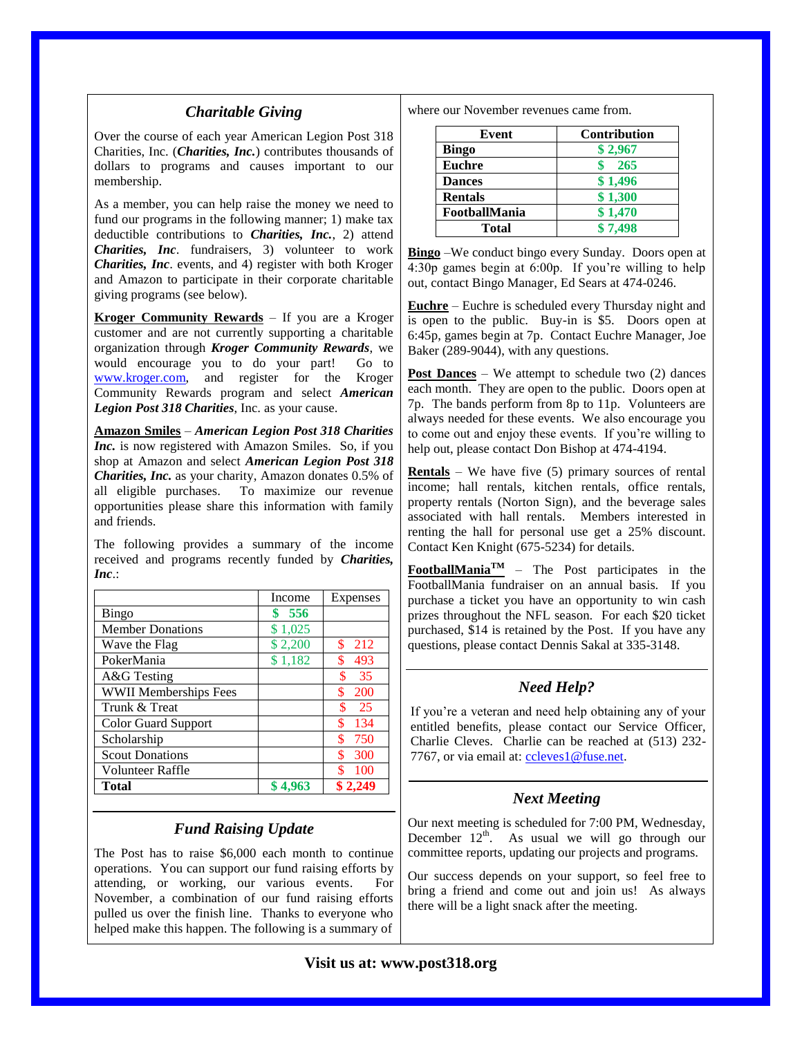## *Charitable Giving*

Over the course of each year American Legion Post 318 Charities, Inc. (***Charities, Inc.***) contributes thousands of dollars to programs and causes important to our membership.

As a member, you can help raise the money we need to fund our programs in the following manner; 1) make tax deductible contributions to ***Charities, Inc.***, 2) attend ***Charities, Inc***. fundraisers, 3) volunteer to work ***Charities, Inc***. events, and 4) register with both Kroger and Amazon to participate in their corporate charitable giving programs (see below).

**Kroger Community Rewards** – If you are a Kroger customer and are not currently supporting a charitable organization through ***Kroger Community Rewards***, we would encourage you to do your part! Go to www.kroger.com, and register for the Kroger Community Rewards program and select ***American Legion Post 318 Charities***, Inc. as your cause.

**Amazon Smiles** – ***American Legion Post 318 Charities Inc.*** is now registered with Amazon Smiles. So, if you shop at Amazon and select ***American Legion Post 318 Charities, Inc.*** as your charity, Amazon donates 0.5% of all eligible purchases. To maximize our revenue opportunities please share this information with family and friends.

The following provides a summary of the income received and programs recently funded by ***Charities, Inc***.:

| | Income | Expenses |
|---|---|---|
| Bingo | **$ 556** | |
| Member Donations | $ 1,025 | |
| Wave the Flag | $ 2,200 | $ 212 |
| PokerMania | $ 1,182 | $ 493 |
| A&G Testing | | $ 35 |
| WWII Memberships Fees | | $ 200 |
| Trunk & Treat | | $ 25 |
| Color Guard Support | | $ 134 |
| Scholarship | | $ 750 |
| Scout Donations | | $ 300 |
| Volunteer Raffle | | $ 100 |
| **Total** | **$ 4,963** | **$ 2,249** |

## *Fund Raising Update*

The Post has to raise $6,000 each month to continue operations. You can support our fund raising efforts by attending, or working, our various events. For November, a combination of our fund raising efforts pulled us over the finish line. Thanks to everyone who helped make this happen. The following is a summary of where our November revenues came from.

| Event | Contribution |
|---|---|
| **Bingo** | **$ 2,967** |
| **Euchre** | **$ 265** |
| **Dances** | **$ 1,496** |
| **Rentals** | **$ 1,300** |
| **FootballMania** | **$ 1,470** |
| **Total** | **$ 7,498** |

**Bingo** –We conduct bingo every Sunday. Doors open at 4:30p games begin at 6:00p. If you're willing to help out, contact Bingo Manager, Ed Sears at 474-0246.

**Euchre** – Euchre is scheduled every Thursday night and is open to the public. Buy-in is $5. Doors open at 6:45p, games begin at 7p. Contact Euchre Manager, Joe Baker (289-9044), with any questions.

**Post Dances** – We attempt to schedule two (2) dances each month. They are open to the public. Doors open at 7p. The bands perform from 8p to 11p. Volunteers are always needed for these events. We also encourage you to come out and enjoy these events. If you're willing to help out, please contact Don Bishop at 474-4194.

**Rentals** – We have five (5) primary sources of rental income; hall rentals, kitchen rentals, office rentals, property rentals (Norton Sign), and the beverage sales associated with hall rentals. Members interested in renting the hall for personal use get a 25% discount. Contact Ken Knight (675-5234) for details.

**FootballMania™** – The Post participates in the FootballMania fundraiser on an annual basis. If you purchase a ticket you have an opportunity to win cash prizes throughout the NFL season. For each $20 ticket purchased, $14 is retained by the Post. If you have any questions, please contact Dennis Sakal at 335-3148.

## *Need Help?*

If you're a veteran and need help obtaining any of your entitled benefits, please contact our Service Officer, Charlie Cleves. Charlie can be reached at (513) 232-7767, or via email at: ccleves1@fuse.net.

## *Next Meeting*

Our next meeting is scheduled for 7:00 PM, Wednesday, December 12th. As usual we will go through our committee reports, updating our projects and programs.

Our success depends on your support, so feel free to bring a friend and come out and join us! As always there will be a light snack after the meeting.

**Visit us at: www.post318.org**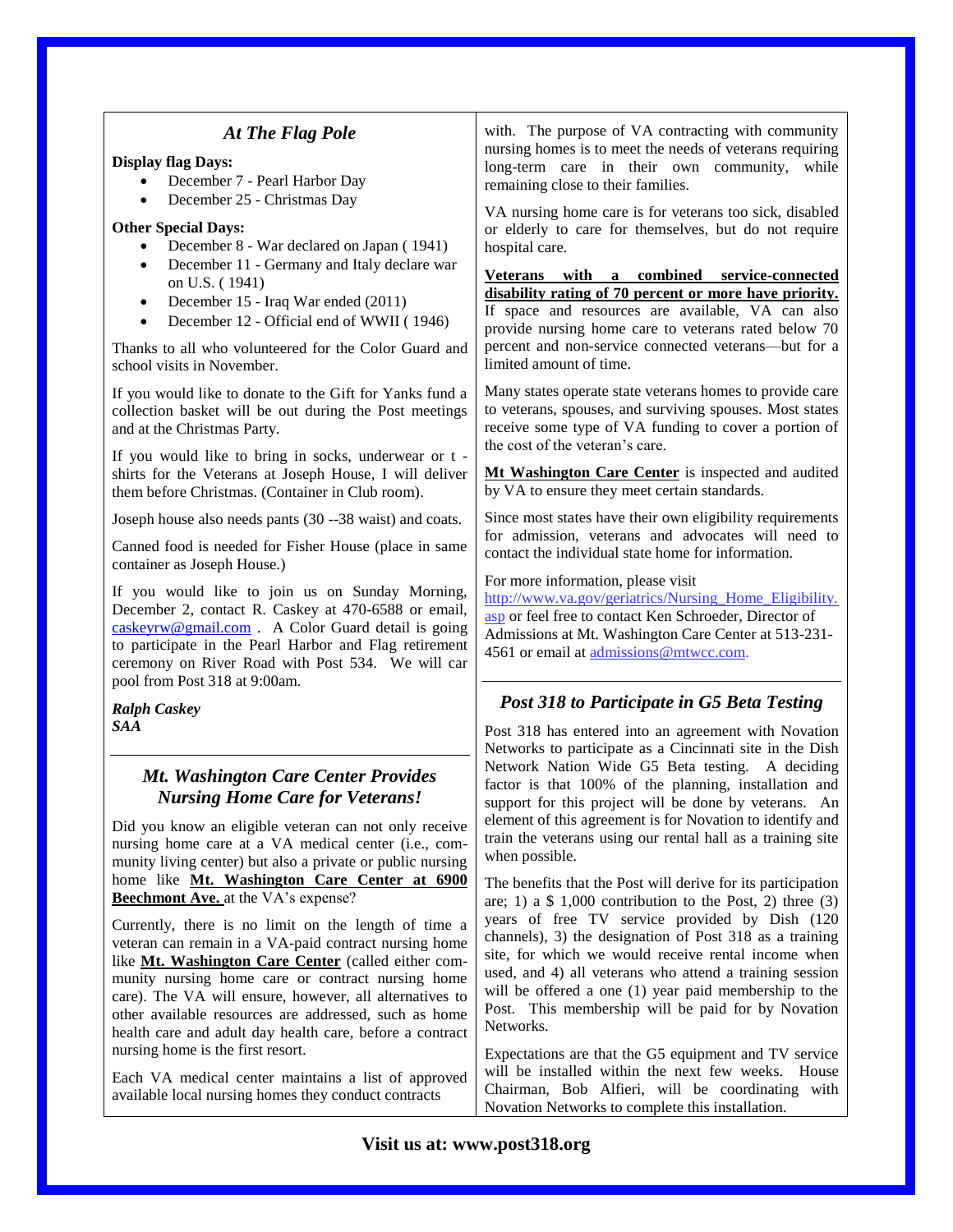## *At The Flag Pole*

**Display flag Days:**

- December 7 - Pearl Harbor Day
- December 25 - Christmas Day

**Other Special Days:**

- December 8 - War declared on Japan ( 1941)
- December 11 - Germany and Italy declare war on U.S. ( 1941)
- December 15 - Iraq War ended (2011)
- December 12 - Official end of WWII ( 1946)

Thanks to all who volunteered for the Color Guard and school visits in November.

If you would like to donate to the Gift for Yanks fund a collection basket will be out during the Post meetings and at the Christmas Party.

If you would like to bring in socks, underwear or t - shirts for the Veterans at Joseph House, I will deliver them before Christmas. (Container in Club room).

Joseph house also needs pants (30 --38 waist) and coats.

Canned food is needed for Fisher House (place in same container as Joseph House.)

If you would like to join us on Sunday Morning, December 2, contact R. Caskey at 470-6588 or email, caskeyrw@gmail.com . A Color Guard detail is going to participate in the Pearl Harbor and Flag retirement ceremony on River Road with Post 534. We will car pool from Post 318 at 9:00am.

***Ralph Caskey***
***SAA***

## *Mt. Washington Care Center Provides Nursing Home Care for Veterans!*

Did you know an eligible veteran can not only receive nursing home care at a VA medical center (i.e., community living center) but also a private or public nursing home like **Mt. Washington Care Center at 6900 Beechmont Ave.** at the VA's expense?

Currently, there is no limit on the length of time a veteran can remain in a VA-paid contract nursing home like **Mt. Washington Care Center** (called either community nursing home care or contract nursing home care). The VA will ensure, however, all alternatives to other available resources are addressed, such as home health care and adult day health care, before a contract nursing home is the first resort.

Each VA medical center maintains a list of approved available local nursing homes they conduct contracts with. The purpose of VA contracting with community nursing homes is to meet the needs of veterans requiring long-term care in their own community, while remaining close to their families.

VA nursing home care is for veterans too sick, disabled or elderly to care for themselves, but do not require hospital care.

**Veterans with a combined service-connected disability rating of 70 percent or more have priority.** If space and resources are available, VA can also provide nursing home care to veterans rated below 70 percent and non-service connected veterans—but for a limited amount of time.

Many states operate state veterans homes to provide care to veterans, spouses, and surviving spouses. Most states receive some type of VA funding to cover a portion of the cost of the veteran's care.

**Mt Washington Care Center** is inspected and audited by VA to ensure they meet certain standards.

Since most states have their own eligibility requirements for admission, veterans and advocates will need to contact the individual state home for information.

For more information, please visit http://www.va.gov/geriatrics/Nursing_Home_Eligibility.asp or feel free to contact Ken Schroeder, Director of Admissions at Mt. Washington Care Center at 513-231-4561 or email at admissions@mtwcc.com.

## *Post 318 to Participate in G5 Beta Testing*

Post 318 has entered into an agreement with Novation Networks to participate as a Cincinnati site in the Dish Network Nation Wide G5 Beta testing. A deciding factor is that 100% of the planning, installation and support for this project will be done by veterans. An element of this agreement is for Novation to identify and train the veterans using our rental hall as a training site when possible.

The benefits that the Post will derive for its participation are; 1) a $ 1,000 contribution to the Post, 2) three (3) years of free TV service provided by Dish (120 channels), 3) the designation of Post 318 as a training site, for which we would receive rental income when used, and 4) all veterans who attend a training session will be offered a one (1) year paid membership to the Post. This membership will be paid for by Novation Networks.

Expectations are that the G5 equipment and TV service will be installed within the next few weeks. House Chairman, Bob Alfieri, will be coordinating with Novation Networks to complete this installation.

**Visit us at: www.post318.org**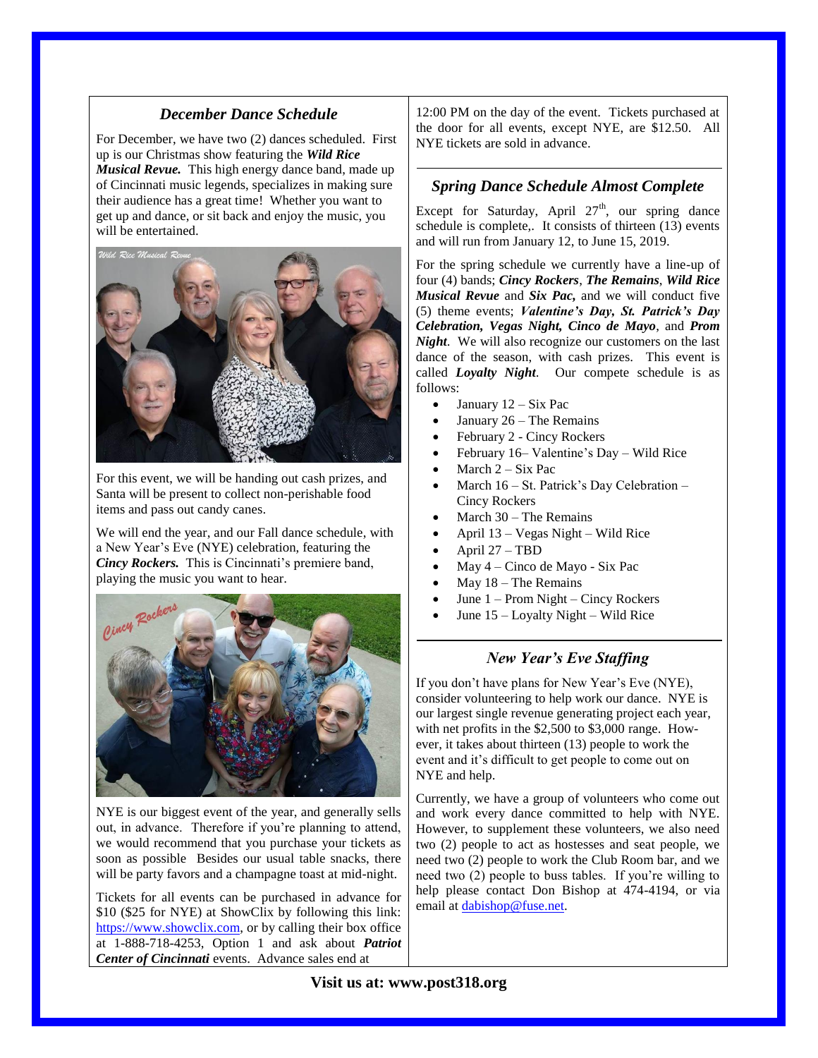### *December Dance Schedule*

For December, we have two (2) dances scheduled. First up is our Christmas show featuring the ***Wild Rice Musical Revue.*** This high energy dance band, made up of Cincinnati music legends, specializes in making sure their audience has a great time! Whether you want to get up and dance, or sit back and enjoy the music, you will be entertained.

For this event, we will be handing out cash prizes, and Santa will be present to collect non-perishable food items and pass out candy canes.

We will end the year, and our Fall dance schedule, with a New Year's Eve (NYE) celebration, featuring the ***Cincy Rockers.*** This is Cincinnati's premiere band, playing the music you want to hear.

NYE is our biggest event of the year, and generally sells out, in advance. Therefore if you're planning to attend, we would recommend that you purchase your tickets as soon as possible Besides our usual table snacks, there will be party favors and a champagne toast at mid-night.

Tickets for all events can be purchased in advance for $10 ($25 for NYE) at ShowClix by following this link: https://www.showclix.com, or by calling their box office at 1-888-718-4253, Option 1 and ask about ***Patriot Center of Cincinnati*** events. Advance sales end at 12:00 PM on the day of the event. Tickets purchased at the door for all events, except NYE, are $12.50. All NYE tickets are sold in advance.

### *Spring Dance Schedule Almost Complete*

Except for Saturday, April 27th, our spring dance schedule is complete,. It consists of thirteen (13) events and will run from January 12, to June 15, 2019.

For the spring schedule we currently have a line-up of four (4) bands; ***Cincy Rockers***, ***The Remains***, ***Wild Rice Musical Revue*** and ***Six Pac,*** and we will conduct five (5) theme events; ***Valentine's Day, St. Patrick's Day Celebration, Vegas Night, Cinco de Mayo***, and ***Prom Night***. We will also recognize our customers on the last dance of the season, with cash prizes. This event is called ***Loyalty Night***. Our compete schedule is as follows:

- January 12 – Six Pac
- January 26 – The Remains
- February 2 - Cincy Rockers
- February 16– Valentine's Day – Wild Rice
- March 2 – Six Pac
- March 16 – St. Patrick's Day Celebration – Cincy Rockers
- March 30 – The Remains
- April 13 – Vegas Night – Wild Rice
- April 27 – TBD
- May 4 – Cinco de Mayo - Six Pac
- May 18 – The Remains
- June 1 – Prom Night – Cincy Rockers
- June 15 – Loyalty Night – Wild Rice

### *New Year's Eve Staffing*

If you don't have plans for New Year's Eve (NYE), consider volunteering to help work our dance. NYE is our largest single revenue generating project each year, with net profits in the $2,500 to $3,000 range. However, it takes about thirteen (13) people to work the event and it's difficult to get people to come out on NYE and help.

Currently, we have a group of volunteers who come out and work every dance committed to help with NYE. However, to supplement these volunteers, we also need two (2) people to act as hostesses and seat people, we need two (2) people to work the Club Room bar, and we need two (2) people to buss tables. If you're willing to help please contact Don Bishop at 474-4194, or via email at dabishop@fuse.net.

**Visit us at: www.post318.org**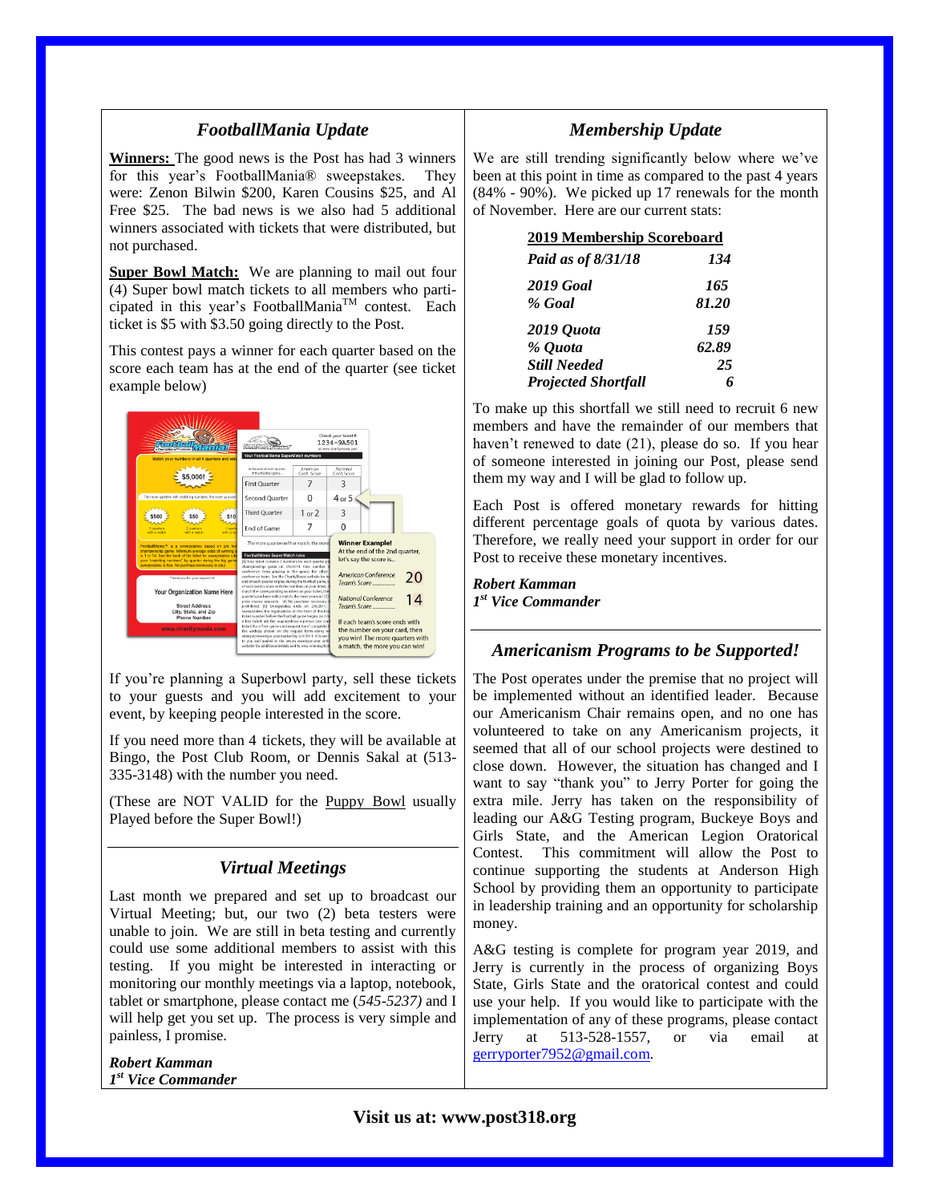## *FootballMania Update*

**Winners:** The good news is the Post has had 3 winners for this year's FootballMania® sweepstakes. They were: Zenon Bilwin $200, Karen Cousins $25, and Al Free $25. The bad news is we also had 5 additional winners associated with tickets that were distributed, but not purchased.

**Super Bowl Match:** We are planning to mail out four (4) Super bowl match tickets to all members who participated in this year's FootballMania™ contest. Each ticket is $5 with $3.50 going directly to the Post.

This contest pays a winner for each quarter based on the score each team has at the end of the quarter (see ticket example below)

If you're planning a Superbowl party, sell these tickets to your guests and you will add excitement to your event, by keeping people interested in the score.

If you need more than 4 tickets, they will be available at Bingo, the Post Club Room, or Dennis Sakal at (513-335-3148) with the number you need.

(These are NOT VALID for the Puppy Bowl usually Played before the Super Bowl!)

## *Virtual Meetings*

Last month we prepared and set up to broadcast our Virtual Meeting; but, our two (2) beta testers were unable to join. We are still in beta testing and currently could use some additional members to assist with this testing. If you might be interested in interacting or monitoring our monthly meetings via a laptop, notebook, tablet or smartphone, please contact me (*545-5237)* and I will help get you set up. The process is very simple and painless, I promise.

***Robert Kamman***
***1st Vice Commander***

## *Membership Update*

We are still trending significantly below where we've been at this point in time as compared to the past 4 years (84% - 90%). We picked up 17 renewals for the month of November. Here are our current stats:

**2019 Membership Scoreboard**

| | |
|---|---|
| ***Paid as of 8/31/18*** | ***134*** |
| ***2019 Goal*** | ***165*** |
| ***% Goal*** | ***81.20*** |
| ***2019 Quota*** | ***159*** |
| ***% Quota*** | ***62.89*** |
| ***Still Needed*** | ***25*** |
| ***Projected Shortfall*** | ***6*** |

To make up this shortfall we still need to recruit 6 new members and have the remainder of our members that haven't renewed to date (21), please do so. If you hear of someone interested in joining our Post, please send them my way and I will be glad to follow up.

Each Post is offered monetary rewards for hitting different percentage goals of quota by various dates. Therefore, we really need your support in order for our Post to receive these monetary incentives.

***Robert Kamman***
***1st Vice Commander***

## *Americanism Programs to be Supported!*

The Post operates under the premise that no project will be implemented without an identified leader. Because our Americanism Chair remains open, and no one has volunteered to take on any Americanism projects, it seemed that all of our school projects were destined to close down. However, the situation has changed and I want to say "thank you" to Jerry Porter for going the extra mile. Jerry has taken on the responsibility of leading our A&G Testing program, Buckeye Boys and Girls State, and the American Legion Oratorical Contest. This commitment will allow the Post to continue supporting the students at Anderson High School by providing them an opportunity to participate in leadership training and an opportunity for scholarship money.

A&G testing is complete for program year 2019, and Jerry is currently in the process of organizing Boys State, Girls State and the oratorical contest and could use your help. If you would like to participate with the implementation of any of these programs, please contact Jerry at 513-528-1557, or via email at gerryporter7952@gmail.com.

**Visit us at: www.post318.org**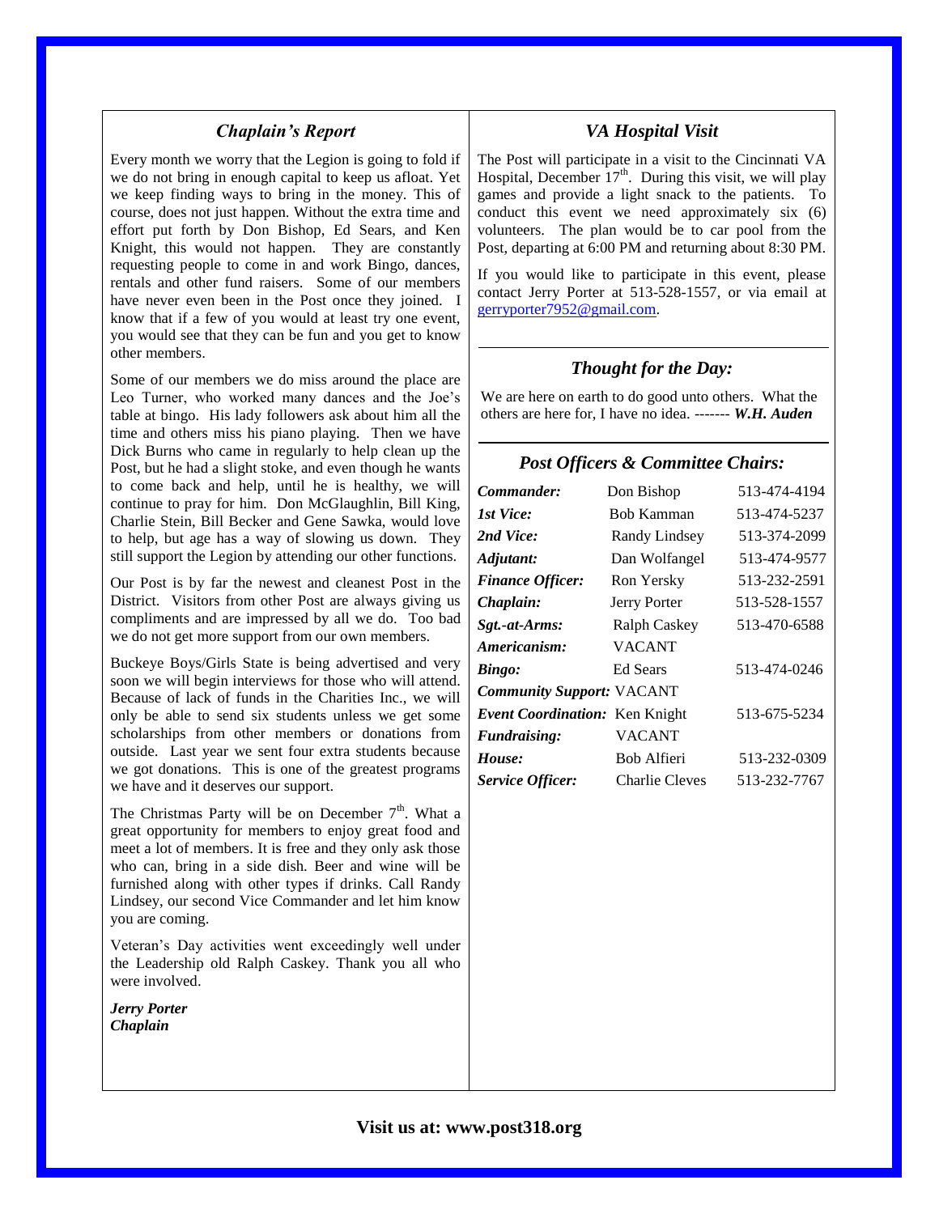## *Chaplain's Report*

Every month we worry that the Legion is going to fold if we do not bring in enough capital to keep us afloat. Yet we keep finding ways to bring in the money. This of course, does not just happen. Without the extra time and effort put forth by Don Bishop, Ed Sears, and Ken Knight, this would not happen. They are constantly requesting people to come in and work Bingo, dances, rentals and other fund raisers. Some of our members have never even been in the Post once they joined. I know that if a few of you would at least try one event, you would see that they can be fun and you get to know other members.

Some of our members we do miss around the place are Leo Turner, who worked many dances and the Joe's table at bingo. His lady followers ask about him all the time and others miss his piano playing. Then we have Dick Burns who came in regularly to help clean up the Post, but he had a slight stoke, and even though he wants to come back and help, until he is healthy, we will continue to pray for him. Don McGlaughlin, Bill King, Charlie Stein, Bill Becker and Gene Sawka, would love to help, but age has a way of slowing us down. They still support the Legion by attending our other functions.

Our Post is by far the newest and cleanest Post in the District. Visitors from other Post are always giving us compliments and are impressed by all we do. Too bad we do not get more support from our own members.

Buckeye Boys/Girls State is being advertised and very soon we will begin interviews for those who will attend. Because of lack of funds in the Charities Inc., we will only be able to send six students unless we get some scholarships from other members or donations from outside. Last year we sent four extra students because we got donations. This is one of the greatest programs we have and it deserves our support.

The Christmas Party will be on December 7th. What a great opportunity for members to enjoy great food and meet a lot of members. It is free and they only ask those who can, bring in a side dish. Beer and wine will be furnished along with other types if drinks. Call Randy Lindsey, our second Vice Commander and let him know you are coming.

Veteran's Day activities went exceedingly well under the Leadership old Ralph Caskey. Thank you all who were involved.

***Jerry Porter***
***Chaplain***

## *VA Hospital Visit*

The Post will participate in a visit to the Cincinnati VA Hospital, December 17th. During this visit, we will play games and provide a light snack to the patients. To conduct this event we need approximately six (6) volunteers. The plan would be to car pool from the Post, departing at 6:00 PM and returning about 8:30 PM.

If you would like to participate in this event, please contact Jerry Porter at 513-528-1557, or via email at gerryporter7952@gmail.com.

## *Thought for the Day:*

We are here on earth to do good unto others. What the others are here for, I have no idea. ------- ***W.H. Auden***

## *Post Officers & Committee Chairs:*

| | | |
|---|---|---|
| ***Commander:*** | Don Bishop | 513-474-4194 |
| ***1st Vice:*** | Bob Kamman | 513-474-5237 |
| ***2nd Vice:*** | Randy Lindsey | 513-374-2099 |
| ***Adjutant:*** | Dan Wolfangel | 513-474-9577 |
| ***Finance Officer:*** | Ron Yersky | 513-232-2591 |
| ***Chaplain:*** | Jerry Porter | 513-528-1557 |
| ***Sgt.-at-Arms:*** | Ralph Caskey | 513-470-6588 |
| ***Americanism:*** | VACANT | |
| ***Bingo:*** | Ed Sears | 513-474-0246 |
| ***Community Support:*** | VACANT | |
| ***Event Coordination:*** | Ken Knight | 513-675-5234 |
| ***Fundraising:*** | VACANT | |
| ***House:*** | Bob Alfieri | 513-232-0309 |
| ***Service Officer:*** | Charlie Cleves | 513-232-7767 |

**Visit us at: www.post318.org**